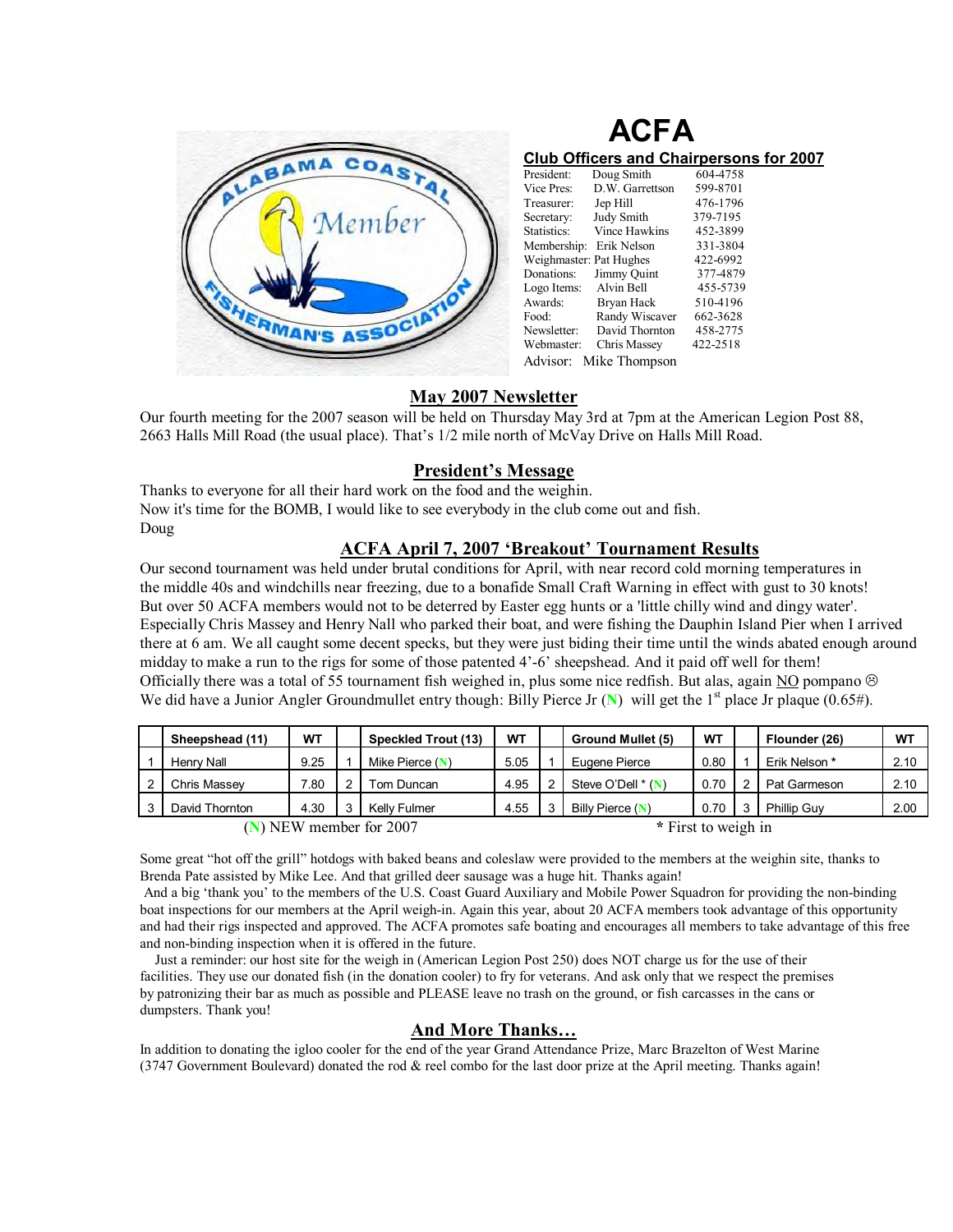# ACFA

## Club Officers and Chairpersons for 2007

| | | |
|---|---|---|
| President: | Doug Smith | 604-4758 |
| Vice Pres: | D.W. Garrettson | 599-8701 |
| Treasurer: | Jep Hill | 476-1796 |
| Secretary: | Judy Smith | 379-7195 |
| Statistics: | Vince Hawkins | 452-3899 |
| Membership: | Erik Nelson | 331-3804 |
| Weighmaster: | Pat Hughes | 422-6992 |
| Donations: | Jimmy Quint | 377-4879 |
| Logo Items: | Alvin Bell | 455-5739 |
| Awards: | Bryan Hack | 510-4196 |
| Food: | Randy Wiscaver | 662-3628 |
| Newsletter: | David Thornton | 458-2775 |
| Webmaster: | Chris Massey | 422-2518 |

Advisor: Mike Thompson

## May 2007 Newsletter

Our fourth meeting for the 2007 season will be held on Thursday May 3rd at 7pm at the American Legion Post 88, 2663 Halls Mill Road (the usual place). That's 1/2 mile north of McVay Drive on Halls Mill Road.

## President's Message

Thanks to everyone for all their hard work on the food and the weighin.
Now it's time for the BOMB, I would like to see everybody in the club come out and fish.
Doug

## ACFA April 7, 2007 'Breakout' Tournament Results

Our second tournament was held under brutal conditions for April, with near record cold morning temperatures in the middle 40s and windchills near freezing, due to a bonafide Small Craft Warning in effect with gust to 30 knots! But over 50 ACFA members would not to be deterred by Easter egg hunts or a 'little chilly wind and dingy water'. Especially Chris Massey and Henry Nall who parked their boat, and were fishing the Dauphin Island Pier when I arrived there at 6 am. We all caught some decent specks, but they were just biding their time until the winds abated enough around midday to make a run to the rigs for some of those patented 4'-6' sheepshead. And it paid off well for them! Officially there was a total of 55 tournament fish weighed in, plus some nice redfish. But alas, again NO pompano ☹
We did have a Junior Angler Groundmullet entry though: Billy Pierce Jr (N) will get the 1st place Jr plaque (0.65#).

| | Sheepshead (11) | WT | | Speckled Trout (13) | WT | | Ground Mullet (5) | WT | | Flounder (26) | WT |
|---|---|---|---|---|---|---|---|---|---|---|---|
| 1 | Henry Nall | 9.25 | 1 | Mike Pierce (N) | 5.05 | 1 | Eugene Pierce | 0.80 | 1 | Erik Nelson * | 2.10 |
| 2 | Chris Massey | 7.80 | 2 | Tom Duncan | 4.95 | 2 | Steve O'Dell * (N) | 0.70 | 2 | Pat Garmeson | 2.10 |
| 3 | David Thornton | 4.30 | 3 | Kelly Fulmer | 4.55 | 3 | Billy Pierce (N) | 0.70 | 3 | Phillip Guy | 2.00 |

(N) NEW member for 2007 * First to weigh in

Some great "hot off the grill" hotdogs with baked beans and coleslaw were provided to the members at the weighin site, thanks to Brenda Pate assisted by Mike Lee. And that grilled deer sausage was a huge hit. Thanks again!

And a big 'thank you' to the members of the U.S. Coast Guard Auxiliary and Mobile Power Squadron for providing the non-binding boat inspections for our members at the April weigh-in. Again this year, about 20 ACFA members took advantage of this opportunity and had their rigs inspected and approved. The ACFA promotes safe boating and encourages all members to take advantage of this free and non-binding inspection when it is offered in the future.

Just a reminder: our host site for the weigh in (American Legion Post 250) does NOT charge us for the use of their facilities. They use our donated fish (in the donation cooler) to fry for veterans. And ask only that we respect the premises by patronizing their bar as much as possible and PLEASE leave no trash on the ground, or fish carcasses in the cans or dumpsters. Thank you!

## And More Thanks…

In addition to donating the igloo cooler for the end of the year Grand Attendance Prize, Marc Brazelton of West Marine (3747 Government Boulevard) donated the rod & reel combo for the last door prize at the April meeting. Thanks again!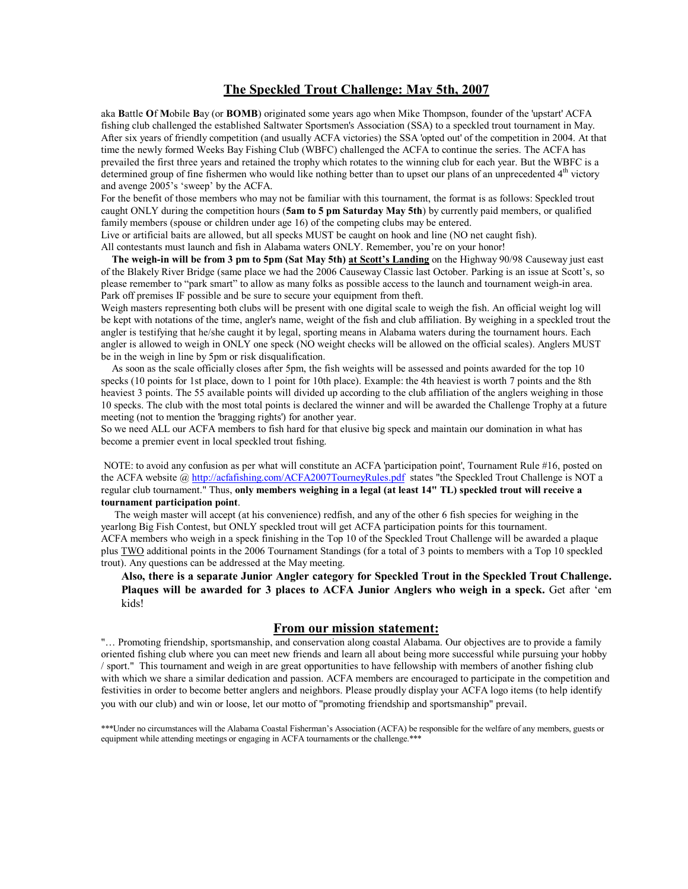## The Speckled Trout Challenge: May 5th, 2007

aka **B**attle **O**f **M**obile **B**ay (or **BOMB**) originated some years ago when Mike Thompson, founder of the 'upstart' ACFA fishing club challenged the established Saltwater Sportsmen's Association (SSA) to a speckled trout tournament in May. After six years of friendly competition (and usually ACFA victories) the SSA 'opted out' of the competition in 2004. At that time the newly formed Weeks Bay Fishing Club (WBFC) challenged the ACFA to continue the series. The ACFA has prevailed the first three years and retained the trophy which rotates to the winning club for each year. But the WBFC is a determined group of fine fishermen who would like nothing better than to upset our plans of an unprecedented 4th victory and avenge 2005's 'sweep' by the ACFA.

For the benefit of those members who may not be familiar with this tournament, the format is as follows: Speckled trout caught ONLY during the competition hours (**5am to 5 pm Saturday May 5th**) by currently paid members, or qualified family members (spouse or children under age 16) of the competing clubs may be entered.

Live or artificial baits are allowed, but all specks MUST be caught on hook and line (NO net caught fish).

All contestants must launch and fish in Alabama waters ONLY. Remember, you're on your honor!

**The weigh-in will be from 3 pm to 5pm (Sat May 5th)** **at Scott's Landing** on the Highway 90/98 Causeway just east of the Blakely River Bridge (same place we had the 2006 Causeway Classic last October. Parking is an issue at Scott's, so please remember to "park smart" to allow as many folks as possible access to the launch and tournament weigh-in area. Park off premises IF possible and be sure to secure your equipment from theft.

Weigh masters representing both clubs will be present with one digital scale to weigh the fish. An official weight log will be kept with notations of the time, angler's name, weight of the fish and club affiliation. By weighing in a speckled trout the angler is testifying that he/she caught it by legal, sporting means in Alabama waters during the tournament hours. Each angler is allowed to weigh in ONLY one speck (NO weight checks will be allowed on the official scales). Anglers MUST be in the weigh in line by 5pm or risk disqualification.

As soon as the scale officially closes after 5pm, the fish weights will be assessed and points awarded for the top 10 specks (10 points for 1st place, down to 1 point for 10th place). Example: the 4th heaviest is worth 7 points and the 8th heaviest 3 points. The 55 available points will divided up according to the club affiliation of the anglers weighing in those 10 specks. The club with the most total points is declared the winner and will be awarded the Challenge Trophy at a future meeting (not to mention the 'bragging rights') for another year.

So we need ALL our ACFA members to fish hard for that elusive big speck and maintain our domination in what has become a premier event in local speckled trout fishing.

NOTE: to avoid any confusion as per what will constitute an ACFA 'participation point', Tournament Rule #16, posted on the ACFA website @ http://acfafishing.com/ACFA2007TourneyRules.pdf states "the Speckled Trout Challenge is NOT a regular club tournament." Thus, **only members weighing in a legal (at least 14" TL) speckled trout will receive a tournament participation point**.

The weigh master will accept (at his convenience) redfish, and any of the other 6 fish species for weighing in the yearlong Big Fish Contest, but ONLY speckled trout will get ACFA participation points for this tournament.

ACFA members who weigh in a speck finishing in the Top 10 of the Speckled Trout Challenge will be awarded a plaque plus TWO additional points in the 2006 Tournament Standings (for a total of 3 points to members with a Top 10 speckled trout). Any questions can be addressed at the May meeting.

**Also, there is a separate Junior Angler category for Speckled Trout in the Speckled Trout Challenge. Plaques will be awarded for 3 places to ACFA Junior Anglers who weigh in a speck.** Get after 'em kids!

## From our mission statement:

"… Promoting friendship, sportsmanship, and conservation along coastal Alabama. Our objectives are to provide a family oriented fishing club where you can meet new friends and learn all about being more successful while pursuing your hobby / sport." This tournament and weigh in are great opportunities to have fellowship with members of another fishing club with which we share a similar dedication and passion. ACFA members are encouraged to participate in the competition and festivities in order to become better anglers and neighbors. Please proudly display your ACFA logo items (to help identify you with our club) and win or loose, let our motto of "promoting friendship and sportsmanship" prevail.

\*\*\*Under no circumstances will the Alabama Coastal Fisherman's Association (ACFA) be responsible for the welfare of any members, guests or equipment while attending meetings or engaging in ACFA tournaments or the challenge.\*\*\*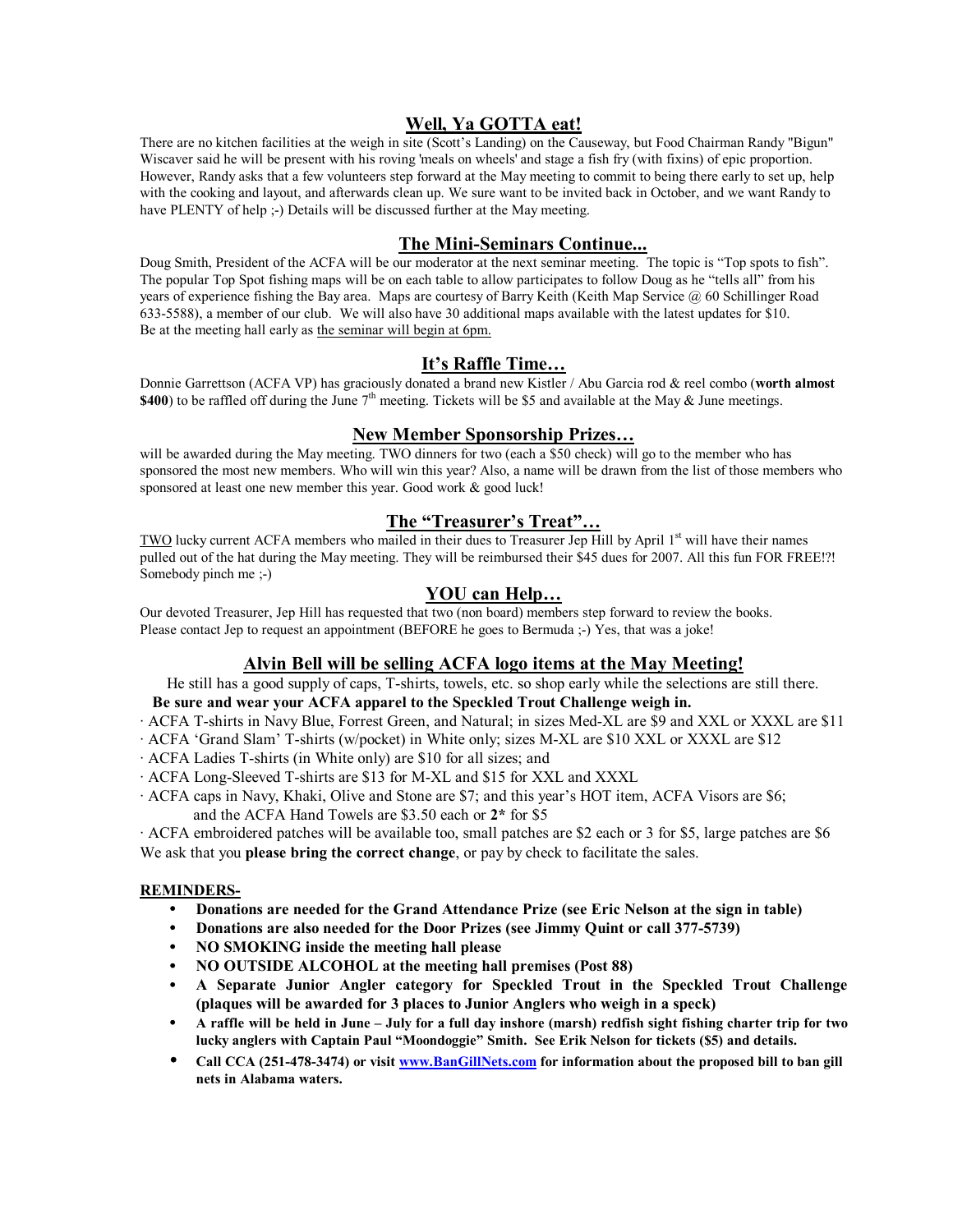## Well, Ya GOTTA eat!

There are no kitchen facilities at the weigh in site (Scott's Landing) on the Causeway, but Food Chairman Randy "Bigun" Wiscaver said he will be present with his roving 'meals on wheels' and stage a fish fry (with fixins) of epic proportion. However, Randy asks that a few volunteers step forward at the May meeting to commit to being there early to set up, help with the cooking and layout, and afterwards clean up. We sure want to be invited back in October, and we want Randy to have PLENTY of help ;-) Details will be discussed further at the May meeting.

## The Mini-Seminars Continue...

Doug Smith, President of the ACFA will be our moderator at the next seminar meeting. The topic is "Top spots to fish". The popular Top Spot fishing maps will be on each table to allow participates to follow Doug as he "tells all" from his years of experience fishing the Bay area. Maps are courtesy of Barry Keith (Keith Map Service @ 60 Schillinger Road 633-5588), a member of our club. We will also have 30 additional maps available with the latest updates for $10. Be at the meeting hall early as the seminar will begin at 6pm.

## It's Raffle Time…

Donnie Garrettson (ACFA VP) has graciously donated a brand new Kistler / Abu Garcia rod & reel combo (**worth almost $400**) to be raffled off during the June 7th meeting. Tickets will be $5 and available at the May & June meetings.

## New Member Sponsorship Prizes…

will be awarded during the May meeting. TWO dinners for two (each a $50 check) will go to the member who has sponsored the most new members. Who will win this year? Also, a name will be drawn from the list of those members who sponsored at least one new member this year. Good work & good luck!

## The "Treasurer's Treat"…

TWO lucky current ACFA members who mailed in their dues to Treasurer Jep Hill by April 1st will have their names pulled out of the hat during the May meeting. They will be reimbursed their $45 dues for 2007. All this fun FOR FREE!?! Somebody pinch me ;-)

## YOU can Help…

Our devoted Treasurer, Jep Hill has requested that two (non board) members step forward to review the books. Please contact Jep to request an appointment (BEFORE he goes to Bermuda ;-) Yes, that was a joke!

## Alvin Bell will be selling ACFA logo items at the May Meeting!

He still has a good supply of caps, T-shirts, towels, etc. so shop early while the selections are still there.
**Be sure and wear your ACFA apparel to the Speckled Trout Challenge weigh in.**

· ACFA T-shirts in Navy Blue, Forrest Green, and Natural; in sizes Med-XL are $9 and XXL or XXXL are $11
· ACFA 'Grand Slam' T-shirts (w/pocket) in White only; sizes M-XL are $10 XXL or XXXL are $12
· ACFA Ladies T-shirts (in White only) are $10 for all sizes; and
· ACFA Long-Sleeved T-shirts are $13 for M-XL and $15 for XXL and XXXL
· ACFA caps in Navy, Khaki, Olive and Stone are $7; and this year's HOT item, ACFA Visors are $6; and the ACFA Hand Towels are $3.50 each or **2*** for $5
· ACFA embroidered patches will be available too, small patches are $2 each or 3 for $5, large patches are $6

We ask that you **please bring the correct change**, or pay by check to facilitate the sales.

**REMINDERS-**

- **Donations are needed for the Grand Attendance Prize (see Eric Nelson at the sign in table)**
- **Donations are also needed for the Door Prizes (see Jimmy Quint or call 377-5739)**
- **NO SMOKING inside the meeting hall please**
- **NO OUTSIDE ALCOHOL at the meeting hall premises (Post 88)**
- **A Separate Junior Angler category for Speckled Trout in the Speckled Trout Challenge (plaques will be awarded for 3 places to Junior Anglers who weigh in a speck)**
- **A raffle will be held in June – July for a full day inshore (marsh) redfish sight fishing charter trip for two lucky anglers with Captain Paul "Moondoggie" Smith. See Erik Nelson for tickets ($5) and details.**
- **Call CCA (251-478-3474) or visit www.BanGillNets.com for information about the proposed bill to ban gill nets in Alabama waters.**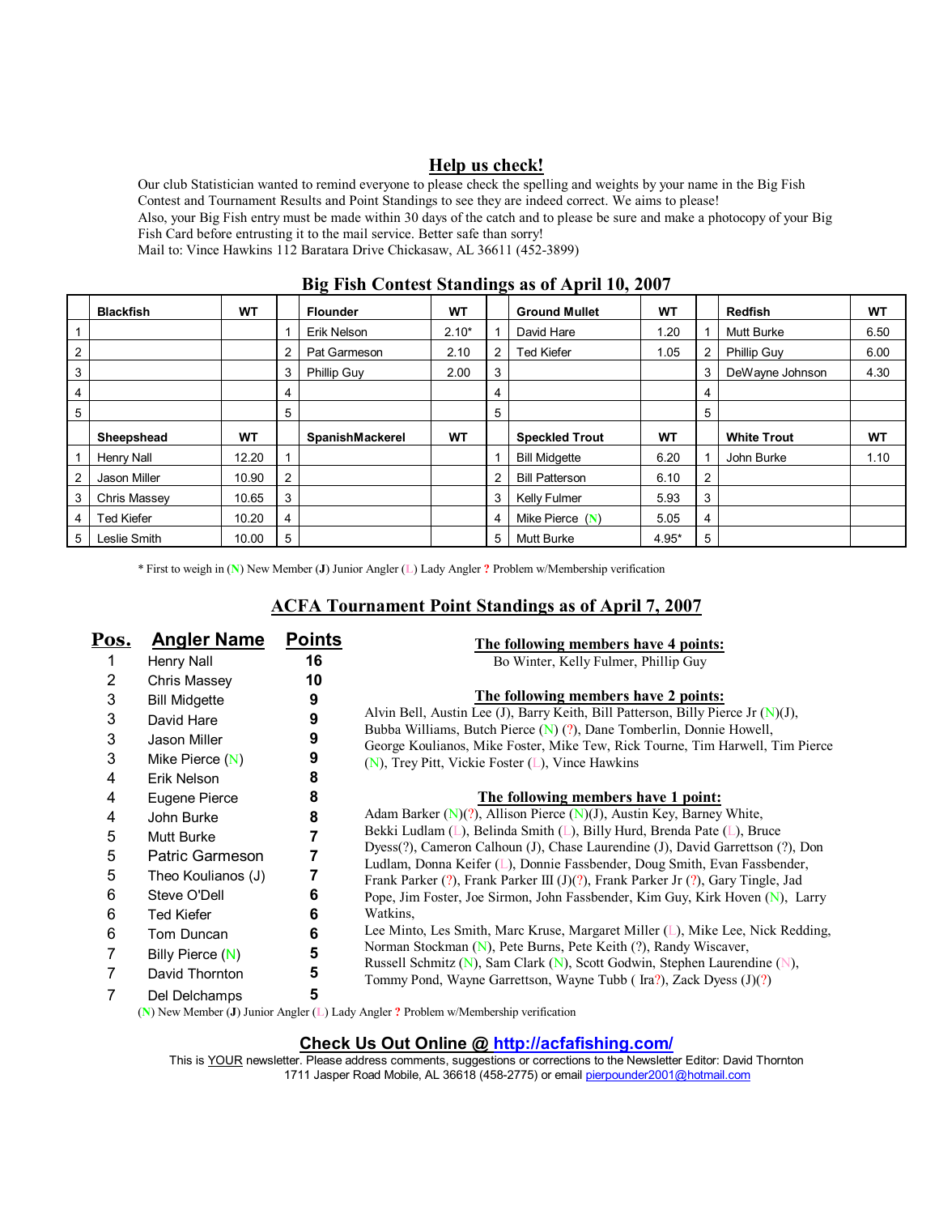## Help us check!

Our club Statistician wanted to remind everyone to please check the spelling and weights by your name in the Big Fish Contest and Tournament Results and Point Standings to see they are indeed correct. We aims to please!
Also, your Big Fish entry must be made within 30 days of the catch and to please be sure and make a photocopy of your Big Fish Card before entrusting it to the mail service. Better safe than sorry!
Mail to: Vince Hawkins 112 Baratara Drive Chickasaw, AL 36611 (452-3899)

## Big Fish Contest Standings as of April 10, 2007

| | Blackfish | WT | | Flounder | WT | | Ground Mullet | WT | | Redfish | WT |
|---|---|---|---|---|---|---|---|---|---|---|---|
| 1 | | | 1 | Erik Nelson | 2.10* | 1 | David Hare | 1.20 | 1 | Mutt Burke | 6.50 |
| 2 | | | 2 | Pat Garmeson | 2.10 | 2 | Ted Kiefer | 1.05 | 2 | Phillip Guy | 6.00 |
| 3 | | | 3 | Phillip Guy | 2.00 | 3 | | | 3 | DeWayne Johnson | 4.30 |
| 4 | | | 4 | | | 4 | | | 4 | | |
| 5 | | | 5 | | | 5 | | | 5 | | |
| | **Sheepshead** | **WT** | | **SpanishMackerel** | **WT** | | **Speckled Trout** | **WT** | | **White Trout** | **WT** |
| 1 | Henry Nall | 12.20 | 1 | | | 1 | Bill Midgette | 6.20 | 1 | John Burke | 1.10 |
| 2 | Jason Miller | 10.90 | 2 | | | 2 | Bill Patterson | 6.10 | 2 | | |
| 3 | Chris Massey | 10.65 | 3 | | | 3 | Kelly Fulmer | 5.93 | 3 | | |
| 4 | Ted Kiefer | 10.20 | 4 | | | 4 | Mike Pierce (N) | 5.05 | 4 | | |
| 5 | Leslie Smith | 10.00 | 5 | | | 5 | Mutt Burke | 4.95* | 5 | | |

\* First to weigh in (N) New Member (J) Junior Angler (L) Lady Angler ? Problem w/Membership verification

## ACFA Tournament Point Standings as of April 7, 2007

| Pos. | Angler Name | Points |
|---|---|---|
| 1 | Henry Nall | 16 |
| 2 | Chris Massey | 10 |
| 3 | Bill Midgette | 9 |
| 3 | David Hare | 9 |
| 3 | Jason Miller | 9 |
| 3 | Mike Pierce (N) | 9 |
| 4 | Erik Nelson | 8 |
| 4 | Eugene Pierce | 8 |
| 4 | John Burke | 8 |
| 5 | Mutt Burke | 7 |
| 5 | Patric Garmeson | 7 |
| 5 | Theo Koulianos (J) | 7 |
| 6 | Steve O'Dell | 6 |
| 6 | Ted Kiefer | 6 |
| 6 | Tom Duncan | 6 |
| 7 | Billy Pierce (N) | 5 |
| 7 | David Thornton | 5 |
| 7 | Del Delchamps | 5 |

### The following members have 4 points:

Bo Winter, Kelly Fulmer, Phillip Guy

### The following members have 2 points:

Alvin Bell, Austin Lee (J), Barry Keith, Bill Patterson, Billy Pierce Jr (N)(J), Bubba Williams, Butch Pierce (N) (?), Dane Tomberlin, Donnie Howell, George Koulianos, Mike Foster, Mike Tew, Rick Tourne, Tim Harwell, Tim Pierce (N), Trey Pitt, Vickie Foster (L), Vince Hawkins

### The following members have 1 point:

Adam Barker (N)(?), Allison Pierce (N)(J), Austin Key, Barney White, Bekki Ludlam (L), Belinda Smith (L), Billy Hurd, Brenda Pate (L), Bruce Dyess(?), Cameron Calhoun (J), Chase Laurendine (J), David Garrettson (?), Don Ludlam, Donna Keifer (L), Donnie Fassbender, Doug Smith, Evan Fassbender, Frank Parker (?), Frank Parker III (J)(?), Frank Parker Jr (?), Gary Tingle, Jad Pope, Jim Foster, Joe Sirmon, John Fassbender, Kim Guy, Kirk Hoven (N), Larry Watkins,
Lee Minto, Les Smith, Marc Kruse, Margaret Miller (L), Mike Lee, Nick Redding, Norman Stockman (N), Pete Burns, Pete Keith (?), Randy Wiscaver, Russell Schmitz (N), Sam Clark (N), Scott Godwin, Stephen Laurendine (N), Tommy Pond, Wayne Garrettson, Wayne Tubb ( Ira?), Zack Dyess (J)(?)

(N) New Member (J) Junior Angler (L) Lady Angler ? Problem w/Membership verification

### Check Us Out Online @ http://acfafishing.com/

This is YOUR newsletter. Please address comments, suggestions or corrections to the Newsletter Editor: David Thornton 1711 Jasper Road Mobile, AL 36618 (458-2775) or email pierpounder2001@hotmail.com